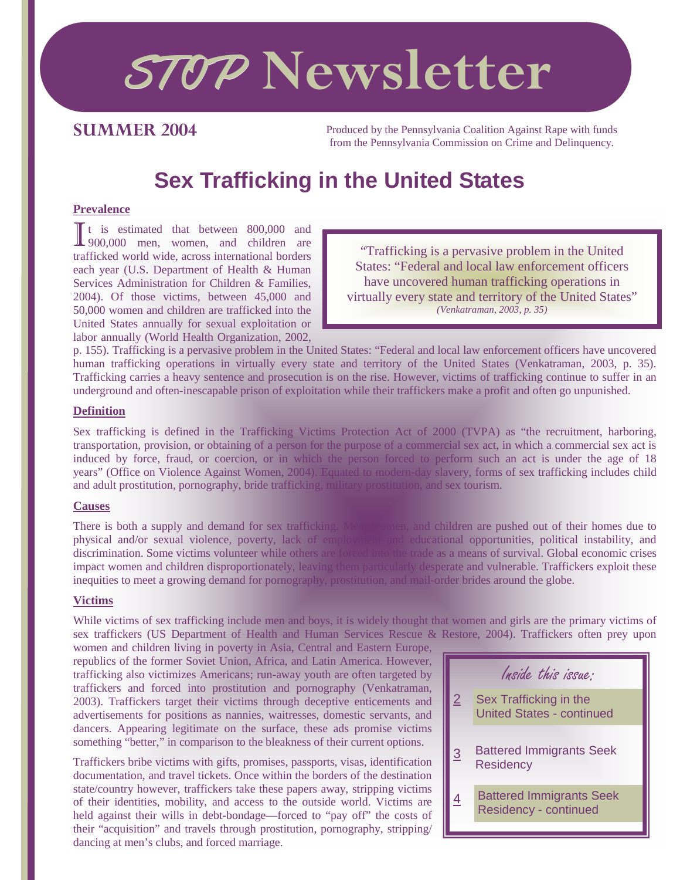# STOP Newsletter

**SUMMER 2004**

Produced by the Pennsylvania Coalition Against Rape with funds from the Pennsylvania Commission on Crime and Delinquency.

## Sex Trafficking in the United States

### Prevalence

It is estimated that between 800,000 and 900,000 men, women, and children are trafficked world wide, across international borders each year (U.S. Department of Health & Human Services Administration for Children & Families, 2004). Of those victims, between 45,000 and 50,000 women and children are trafficked into the United States annually for sexual exploitation or labor annually (World Health Organization, 2002, p. 155). Trafficking is a pervasive problem in the United States: "Federal and local law enforcement officers have uncovered human trafficking operations in virtually every state and territory of the United States (Venkatraman, 2003, p. 35). Trafficking carries a heavy sentence and prosecution is on the rise. However, victims of trafficking continue to suffer in an underground and often-inescapable prison of exploitation while their traffickers make a profit and often go unpunished.

> "Trafficking is a pervasive problem in the United States: "Federal and local law enforcement officers have uncovered human trafficking operations in virtually every state and territory of the United States"
> *(Venkatraman, 2003, p. 35)*

### Definition

Sex trafficking is defined in the Trafficking Victims Protection Act of 2000 (TVPA) as "the recruitment, harboring, transportation, provision, or obtaining of a person for the purpose of a commercial sex act, in which a commercial sex act is induced by force, fraud, or coercion, or in which the person forced to perform such an act is under the age of 18 years" (Office on Violence Against Women, 2004). Equated to modern-day slavery, forms of sex trafficking includes child and adult prostitution, pornography, bride trafficking, military prostitution, and sex tourism.

### Causes

There is both a supply and demand for sex trafficking. Men, women, and children are pushed out of their homes due to physical and/or sexual violence, poverty, lack of employment and educational opportunities, political instability, and discrimination. Some victims volunteer while others are forced into the trade as a means of survival. Global economic crises impact women and children disproportionately, leaving them particularly desperate and vulnerable. Traffickers exploit these inequities to meet a growing demand for pornography, prostitution, and mail-order brides around the globe.

### Victims

While victims of sex trafficking include men and boys, it is widely thought that women and girls are the primary victims of sex traffickers (US Department of Health and Human Services Rescue & Restore, 2004). Traffickers often prey upon women and children living in poverty in Asia, Central and Eastern Europe, republics of the former Soviet Union, Africa, and Latin America. However, trafficking also victimizes Americans; run-away youth are often targeted by traffickers and forced into prostitution and pornography (Venkatraman, 2003). Traffickers target their victims through deceptive enticements and advertisements for positions as nannies, waitresses, domestic servants, and dancers. Appearing legitimate on the surface, these ads promise victims something "better," in comparison to the bleakness of their current options.

Traffickers bribe victims with gifts, promises, passports, visas, identification documentation, and travel tickets. Once within the borders of the destination state/country however, traffickers take these papers away, stripping victims of their identities, mobility, and access to the outside world. Victims are held against their wills in debt-bondage—forced to "pay off" the costs of their "acquisition" and travels through prostitution, pornography, stripping/dancing at men's clubs, and forced marriage.

**Inside this issue:**

| Page | Article |
|---|---|
| 2 | Sex Trafficking in the United States - continued |
| 3 | Battered Immigrants Seek Residency |
| 4 | Battered Immigrants Seek Residency - continued |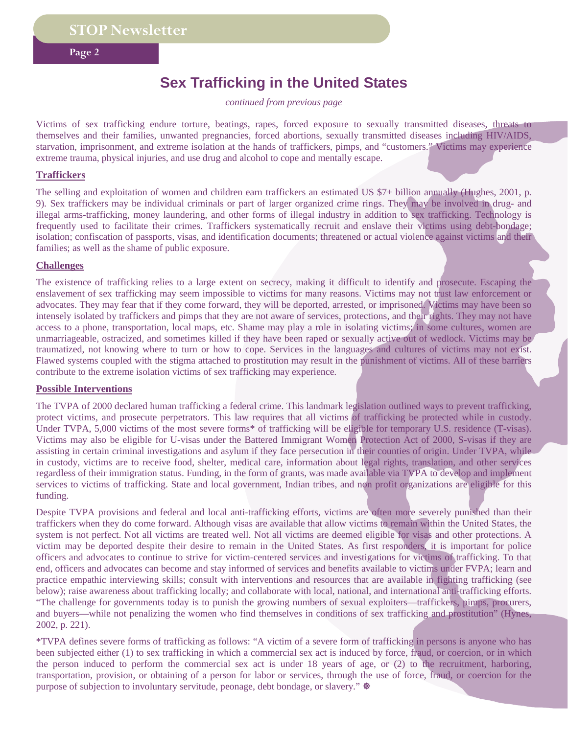# Sex Trafficking in the United States

*continued from previous page*

Victims of sex trafficking endure torture, beatings, rapes, forced exposure to sexually transmitted diseases, threats to themselves and their families, unwanted pregnancies, forced abortions, sexually transmitted diseases including HIV/AIDS, starvation, imprisonment, and extreme isolation at the hands of traffickers, pimps, and "customers." Victims may experience extreme trauma, physical injuries, and use drug and alcohol to cope and mentally escape.

**Traffickers**

The selling and exploitation of women and children earn traffickers an estimated US $7+ billion annually (Hughes, 2001, p. 9). Sex traffickers may be individual criminals or part of larger organized crime rings. They may be involved in drug- and illegal arms-trafficking, money laundering, and other forms of illegal industry in addition to sex trafficking. Technology is frequently used to facilitate their crimes. Traffickers systematically recruit and enslave their victims using debt-bondage; isolation; confiscation of passports, visas, and identification documents; threatened or actual violence against victims and their families; as well as the shame of public exposure.

**Challenges**

The existence of trafficking relies to a large extent on secrecy, making it difficult to identify and prosecute. Escaping the enslavement of sex trafficking may seem impossible to victims for many reasons. Victims may not trust law enforcement or advocates. They may fear that if they come forward, they will be deported, arrested, or imprisoned. Victims may have been so intensely isolated by traffickers and pimps that they are not aware of services, protections, and their rights. They may not have access to a phone, transportation, local maps, etc. Shame may play a role in isolating victims; in some cultures, women are unmarriageable, ostracized, and sometimes killed if they have been raped or sexually active out of wedlock. Victims may be traumatized, not knowing where to turn or how to cope. Services in the languages and cultures of victims may not exist. Flawed systems coupled with the stigma attached to prostitution may result in the punishment of victims. All of these barriers contribute to the extreme isolation victims of sex trafficking may experience.

**Possible Interventions**

The TVPA of 2000 declared human trafficking a federal crime. This landmark legislation outlined ways to prevent trafficking, protect victims, and prosecute perpetrators. This law requires that all victims of trafficking be protected while in custody. Under TVPA, 5,000 victims of the most severe forms* of trafficking will be eligible for temporary U.S. residence (T-visas). Victims may also be eligible for U-visas under the Battered Immigrant Women Protection Act of 2000, S-visas if they are assisting in certain criminal investigations and asylum if they face persecution in their counties of origin. Under TVPA, while in custody, victims are to receive food, shelter, medical care, information about legal rights, translation, and other services regardless of their immigration status. Funding, in the form of grants, was made available via TVPA to develop and implement services to victims of trafficking. State and local government, Indian tribes, and non profit organizations are eligible for this funding.

Despite TVPA provisions and federal and local anti-trafficking efforts, victims are often more severely punished than their traffickers when they do come forward. Although visas are available that allow victims to remain within the United States, the system is not perfect. Not all victims are treated well. Not all victims are deemed eligible for visas and other protections. A victim may be deported despite their desire to remain in the United States. As first responders, it is important for police officers and advocates to continue to strive for victim-centered services and investigations for victims of trafficking. To that end, officers and advocates can become and stay informed of services and benefits available to victims under FVPA; learn and practice empathic interviewing skills; consult with interventions and resources that are available in fighting trafficking (see below); raise awareness about trafficking locally; and collaborate with local, national, and international anti-trafficking efforts. "The challenge for governments today is to punish the growing numbers of sexual exploiters—traffickers, pimps, procurers, and buyers—while not penalizing the women who find themselves in conditions of sex trafficking and prostitution" (Hynes, 2002, p. 221).

*TVPA defines severe forms of trafficking as follows: "A victim of a severe form of trafficking in persons is anyone who has been subjected either (1) to sex trafficking in which a commercial sex act is induced by force, fraud, or coercion, or in which the person induced to perform the commercial sex act is under 18 years of age, or (2) to the recruitment, harboring, transportation, provision, or obtaining of a person for labor or services, through the use of force, fraud, or coercion for the purpose of subjection to involuntary servitude, peonage, debt bondage, or slavery." ❁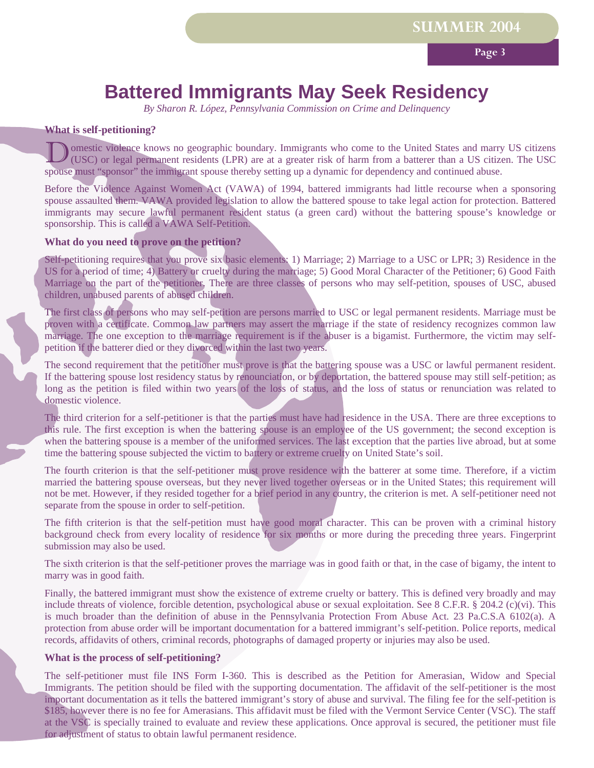# Battered Immigrants May Seek Residency

*By Sharon R. López, Pennsylvania Commission on Crime and Delinquency*

**What is self-petitioning?**

Domestic violence knows no geographic boundary. Immigrants who come to the United States and marry US citizens (USC) or legal permanent residents (LPR) are at a greater risk of harm from a batterer than a US citizen. The USC spouse must "sponsor" the immigrant spouse thereby setting up a dynamic for dependency and continued abuse.

Before the Violence Against Women Act (VAWA) of 1994, battered immigrants had little recourse when a sponsoring spouse assaulted them. VAWA provided legislation to allow the battered spouse to take legal action for protection. Battered immigrants may secure lawful permanent resident status (a green card) without the battering spouse's knowledge or sponsorship. This is called a VAWA Self-Petition.

**What do you need to prove on the petition?**

Self-petitioning requires that you prove six basic elements: 1) Marriage; 2) Marriage to a USC or LPR; 3) Residence in the US for a period of time; 4) Battery or cruelty during the marriage; 5) Good Moral Character of the Petitioner; 6) Good Faith Marriage on the part of the petitioner. There are three classes of persons who may self-petition, spouses of USC, abused children, unabused parents of abused children.

The first class of persons who may self-petition are persons married to USC or legal permanent residents. Marriage must be proven with a certificate. Common law partners may assert the marriage if the state of residency recognizes common law marriage. The one exception to the marriage requirement is if the abuser is a bigamist. Furthermore, the victim may self-petition if the batterer died or they divorced within the last two years.

The second requirement that the petitioner must prove is that the battering spouse was a USC or lawful permanent resident. If the battering spouse lost residency status by renounciation, or by deportation, the battered spouse may still self-petition; as long as the petition is filed within two years of the loss of status, and the loss of status or renunciation was related to domestic violence.

The third criterion for a self-petitioner is that the parties must have had residence in the USA. There are three exceptions to this rule. The first exception is when the battering spouse is an employee of the US government; the second exception is when the battering spouse is a member of the uniformed services. The last exception that the parties live abroad, but at some time the battering spouse subjected the victim to battery or extreme cruelty on United State's soil.

The fourth criterion is that the self-petitioner must prove residence with the batterer at some time. Therefore, if a victim married the battering spouse overseas, but they never lived together overseas or in the United States; this requirement will not be met. However, if they resided together for a brief period in any country, the criterion is met. A self-petitioner need not separate from the spouse in order to self-petition.

The fifth criterion is that the self-petition must have good moral character. This can be proven with a criminal history background check from every locality of residence for six months or more during the preceding three years. Fingerprint submission may also be used.

The sixth criterion is that the self-petitioner proves the marriage was in good faith or that, in the case of bigamy, the intent to marry was in good faith.

Finally, the battered immigrant must show the existence of extreme cruelty or battery. This is defined very broadly and may include threats of violence, forcible detention, psychological abuse or sexual exploitation. See 8 C.F.R. § 204.2 (c)(vi). This is much broader than the definition of abuse in the Pennsylvania Protection From Abuse Act. 23 Pa.C.S.A 6102(a). A protection from abuse order will be important documentation for a battered immigrant's self-petition. Police reports, medical records, affidavits of others, criminal records, photographs of damaged property or injuries may also be used.

**What is the process of self-petitioning?**

The self-petitioner must file INS Form I-360. This is described as the Petition for Amerasian, Widow and Special Immigrants. The petition should be filed with the supporting documentation. The affidavit of the self-petitioner is the most important documentation as it tells the battered immigrant's story of abuse and survival. The filing fee for the self-petition is $185, however there is no fee for Amerasians. This affidavit must be filed with the Vermont Service Center (VSC). The staff at the VSC is specially trained to evaluate and review these applications. Once approval is secured, the petitioner must file for adjustment of status to obtain lawful permanent residence.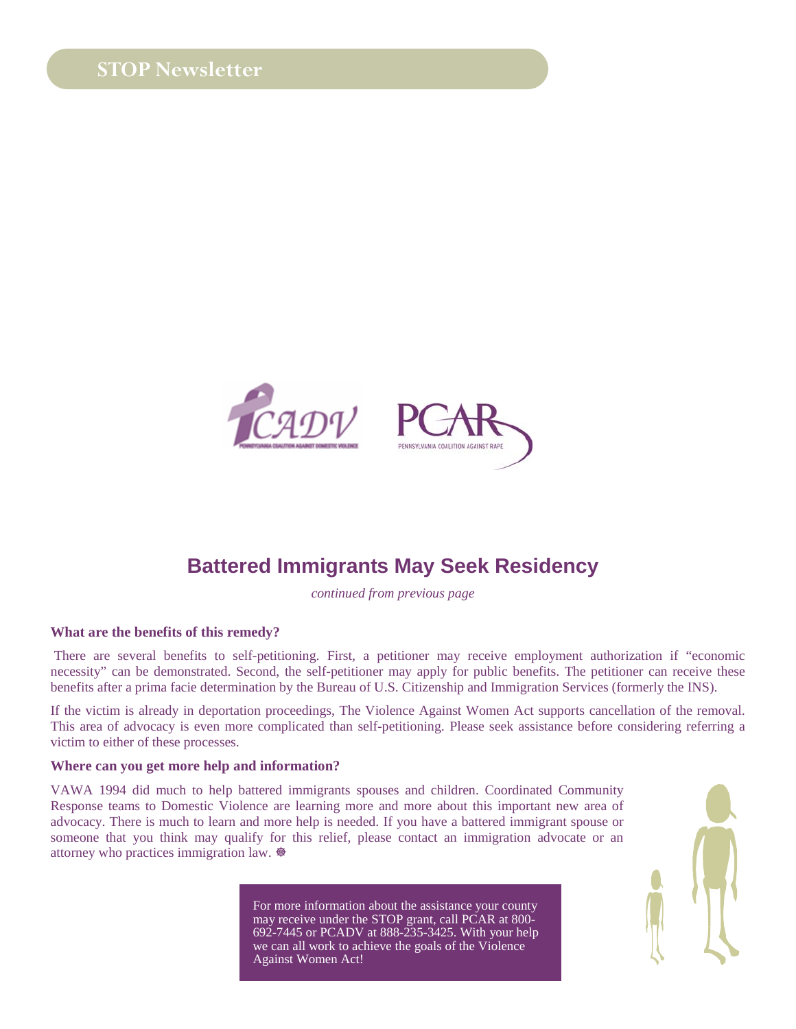# Battered Immigrants May Seek Residency

*continued from previous page*

**What are the benefits of this remedy?**

There are several benefits to self-petitioning. First, a petitioner may receive employment authorization if "economic necessity" can be demonstrated. Second, the self-petitioner may apply for public benefits. The petitioner can receive these benefits after a prima facie determination by the Bureau of U.S. Citizenship and Immigration Services (formerly the INS).

If the victim is already in deportation proceedings, The Violence Against Women Act supports cancellation of the removal. This area of advocacy is even more complicated than self-petitioning. Please seek assistance before considering referring a victim to either of these processes.

**Where can you get more help and information?**

VAWA 1994 did much to help battered immigrants spouses and children. Coordinated Community Response teams to Domestic Violence are learning more and more about this important new area of advocacy. There is much to learn and more help is needed. If you have a battered immigrant spouse or someone that you think may qualify for this relief, please contact an immigration advocate or an attorney who practices immigration law. ☸

For more information about the assistance your county may receive under the STOP grant, call PCAR at 800-692-7445 or PCADV at 888-235-3425. With your help we can all work to achieve the goals of the Violence Against Women Act!